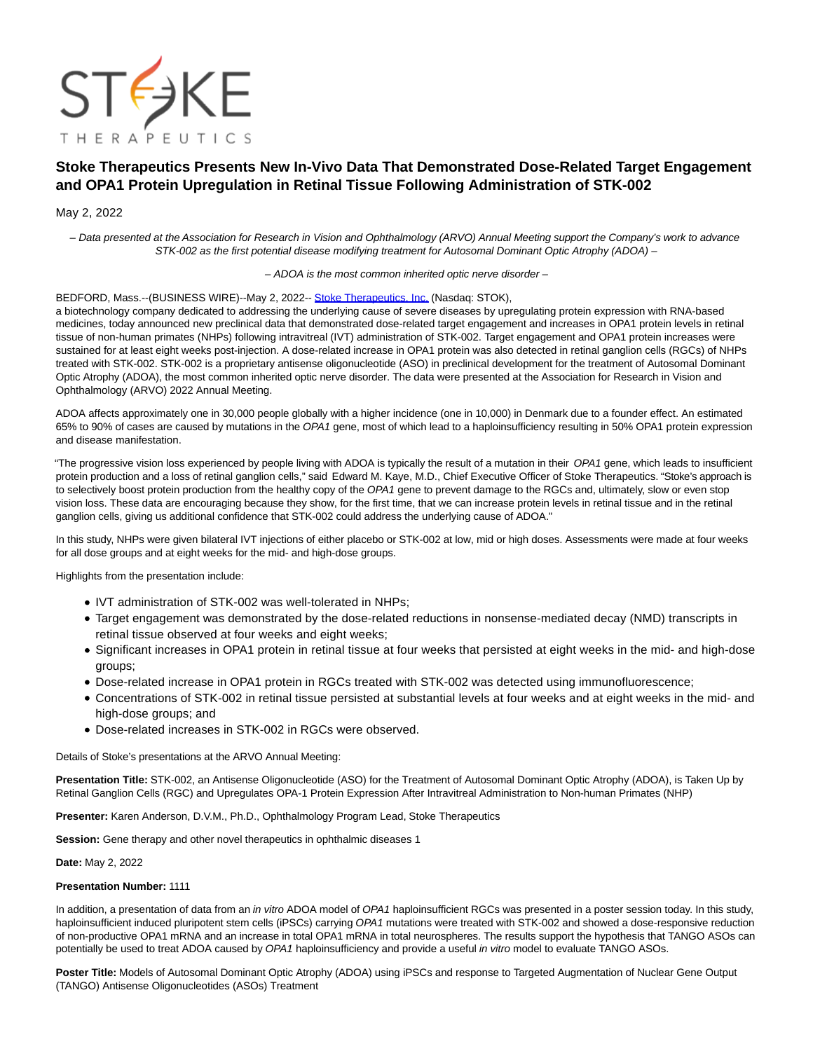# Stoke Therapeutics Presents New In-Vivo Data That Demonstrated Dose-Related Target Engagement and OPA1 Protein Upregulation in Retinal Tissue Following Administration of STK-002

May 2, 2022

*– Data presented at the Association for Research in Vision and Ophthalmology (ARVO) Annual Meeting support the Company's work to advance STK-002 as the first potential disease modifying treatment for Autosomal Dominant Optic Atrophy (ADOA) –*

*– ADOA is the most common inherited optic nerve disorder –*

BEDFORD, Mass.--(BUSINESS WIRE)--May 2, 2022-- Stoke Therapeutics, Inc. (Nasdaq: STOK), a biotechnology company dedicated to addressing the underlying cause of severe diseases by upregulating protein expression with RNA-based medicines, today announced new preclinical data that demonstrated dose-related target engagement and increases in OPA1 protein levels in retinal tissue of non-human primates (NHPs) following intravitreal (IVT) administration of STK-002. Target engagement and OPA1 protein increases were sustained for at least eight weeks post-injection. A dose-related increase in OPA1 protein was also detected in retinal ganglion cells (RGCs) of NHPs treated with STK-002. STK-002 is a proprietary antisense oligonucleotide (ASO) in preclinical development for the treatment of Autosomal Dominant Optic Atrophy (ADOA), the most common inherited optic nerve disorder. The data were presented at the Association for Research in Vision and Ophthalmology (ARVO) 2022 Annual Meeting.

ADOA affects approximately one in 30,000 people globally with a higher incidence (one in 10,000) in Denmark due to a founder effect. An estimated 65% to 90% of cases are caused by mutations in the *OPA1* gene, most of which lead to a haploinsufficiency resulting in 50% OPA1 protein expression and disease manifestation.

"The progressive vision loss experienced by people living with ADOA is typically the result of a mutation in their *OPA1* gene, which leads to insufficient protein production and a loss of retinal ganglion cells," said Edward M. Kaye, M.D., Chief Executive Officer of Stoke Therapeutics. "Stoke's approach is to selectively boost protein production from the healthy copy of the *OPA1* gene to prevent damage to the RGCs and, ultimately, slow or even stop vision loss. These data are encouraging because they show, for the first time, that we can increase protein levels in retinal tissue and in the retinal ganglion cells, giving us additional confidence that STK-002 could address the underlying cause of ADOA."

In this study, NHPs were given bilateral IVT injections of either placebo or STK-002 at low, mid or high doses. Assessments were made at four weeks for all dose groups and at eight weeks for the mid- and high-dose groups.

Highlights from the presentation include:

- IVT administration of STK-002 was well-tolerated in NHPs;
- Target engagement was demonstrated by the dose-related reductions in nonsense-mediated decay (NMD) transcripts in retinal tissue observed at four weeks and eight weeks;
- Significant increases in OPA1 protein in retinal tissue at four weeks that persisted at eight weeks in the mid- and high-dose groups;
- Dose-related increase in OPA1 protein in RGCs treated with STK-002 was detected using immunofluorescence;
- Concentrations of STK-002 in retinal tissue persisted at substantial levels at four weeks and at eight weeks in the mid- and high-dose groups; and
- Dose-related increases in STK-002 in RGCs were observed.

Details of Stoke's presentations at the ARVO Annual Meeting:

**Presentation Title:** STK-002, an Antisense Oligonucleotide (ASO) for the Treatment of Autosomal Dominant Optic Atrophy (ADOA), is Taken Up by Retinal Ganglion Cells (RGC) and Upregulates OPA-1 Protein Expression After Intravitreal Administration to Non-human Primates (NHP)

**Presenter:** Karen Anderson, D.V.M., Ph.D., Ophthalmology Program Lead, Stoke Therapeutics

**Session:** Gene therapy and other novel therapeutics in ophthalmic diseases 1

**Date:** May 2, 2022

**Presentation Number:** 1111

In addition, a presentation of data from an *in vitro* ADOA model of *OPA1* haploinsufficient RGCs was presented in a poster session today. In this study, haploinsufficient induced pluripotent stem cells (iPSCs) carrying *OPA1* mutations were treated with STK-002 and showed a dose-responsive reduction of non-productive OPA1 mRNA and an increase in total OPA1 mRNA in total neurospheres. The results support the hypothesis that TANGO ASOs can potentially be used to treat ADOA caused by *OPA1* haploinsufficiency and provide a useful *in vitro* model to evaluate TANGO ASOs.

**Poster Title:** Models of Autosomal Dominant Optic Atrophy (ADOA) using iPSCs and response to Targeted Augmentation of Nuclear Gene Output (TANGO) Antisense Oligonucleotides (ASOs) Treatment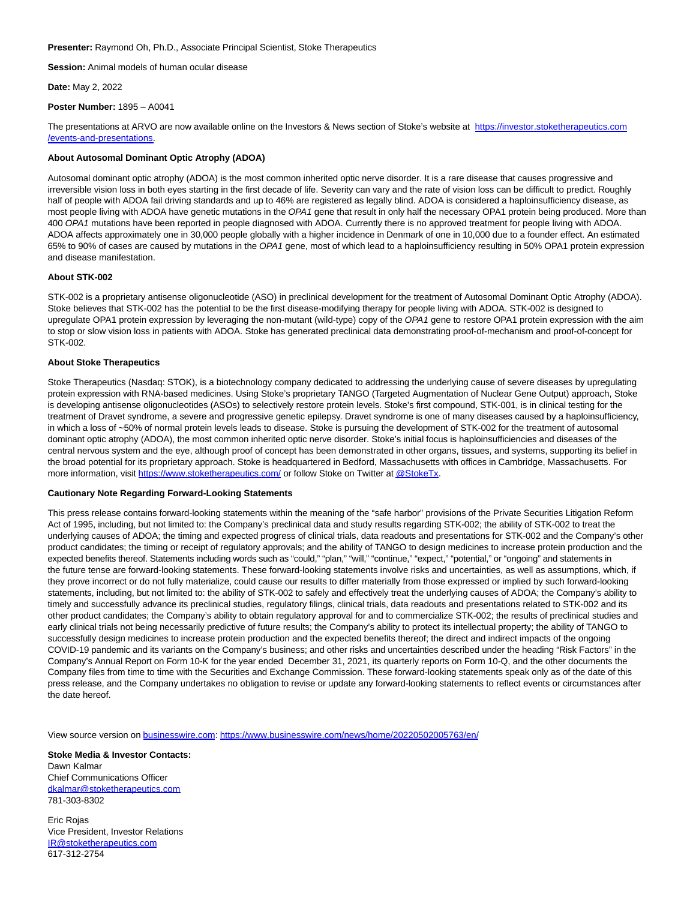**Presenter:** Raymond Oh, Ph.D., Associate Principal Scientist, Stoke Therapeutics

**Session:** Animal models of human ocular disease

**Date:** May 2, 2022

**Poster Number:** 1895 – A0041

The presentations at ARVO are now available online on the Investors & News section of Stoke's website at [https://investor.stoketherapeutics.com/events-and-presentations](https://investor.stoketherapeutics.com/events-and-presentations).

**About Autosomal Dominant Optic Atrophy (ADOA)**

Autosomal dominant optic atrophy (ADOA) is the most common inherited optic nerve disorder. It is a rare disease that causes progressive and irreversible vision loss in both eyes starting in the first decade of life. Severity can vary and the rate of vision loss can be difficult to predict. Roughly half of people with ADOA fail driving standards and up to 46% are registered as legally blind. ADOA is considered a haploinsufficiency disease, as most people living with ADOA have genetic mutations in the *OPA1* gene that result in only half the necessary OPA1 protein being produced. More than 400 *OPA1* mutations have been reported in people diagnosed with ADOA. Currently there is no approved treatment for people living with ADOA. ADOA affects approximately one in 30,000 people globally with a higher incidence in Denmark of one in 10,000 due to a founder effect. An estimated 65% to 90% of cases are caused by mutations in the *OPA1* gene, most of which lead to a haploinsufficiency resulting in 50% OPA1 protein expression and disease manifestation.

**About STK-002**

STK-002 is a proprietary antisense oligonucleotide (ASO) in preclinical development for the treatment of Autosomal Dominant Optic Atrophy (ADOA). Stoke believes that STK-002 has the potential to be the first disease-modifying therapy for people living with ADOA. STK-002 is designed to upregulate OPA1 protein expression by leveraging the non-mutant (wild-type) copy of the *OPA1* gene to restore OPA1 protein expression with the aim to stop or slow vision loss in patients with ADOA. Stoke has generated preclinical data demonstrating proof-of-mechanism and proof-of-concept for STK-002.

**About Stoke Therapeutics**

Stoke Therapeutics (Nasdaq: STOK), is a biotechnology company dedicated to addressing the underlying cause of severe diseases by upregulating protein expression with RNA-based medicines. Using Stoke's proprietary TANGO (Targeted Augmentation of Nuclear Gene Output) approach, Stoke is developing antisense oligonucleotides (ASOs) to selectively restore protein levels. Stoke's first compound, STK-001, is in clinical testing for the treatment of Dravet syndrome, a severe and progressive genetic epilepsy. Dravet syndrome is one of many diseases caused by a haploinsufficiency, in which a loss of ~50% of normal protein levels leads to disease. Stoke is pursuing the development of STK-002 for the treatment of autosomal dominant optic atrophy (ADOA), the most common inherited optic nerve disorder. Stoke's initial focus is haploinsufficiencies and diseases of the central nervous system and the eye, although proof of concept has been demonstrated in other organs, tissues, and systems, supporting its belief in the broad potential for its proprietary approach. Stoke is headquartered in Bedford, Massachusetts with offices in Cambridge, Massachusetts. For more information, visit [https://www.stoketherapeutics.com/](https://www.stoketherapeutics.com/) or follow Stoke on Twitter at [@StokeTx](https://twitter.com/StokeTx).

**Cautionary Note Regarding Forward-Looking Statements**

This press release contains forward-looking statements within the meaning of the "safe harbor" provisions of the Private Securities Litigation Reform Act of 1995, including, but not limited to: the Company's preclinical data and study results regarding STK-002; the ability of STK-002 to treat the underlying causes of ADOA; the timing and expected progress of clinical trials, data readouts and presentations for STK-002 and the Company's other product candidates; the timing or receipt of regulatory approvals; and the ability of TANGO to design medicines to increase protein production and the expected benefits thereof. Statements including words such as "could," "plan," "will," "continue," "expect," "potential," or "ongoing" and statements in the future tense are forward-looking statements. These forward-looking statements involve risks and uncertainties, as well as assumptions, which, if they prove incorrect or do not fully materialize, could cause our results to differ materially from those expressed or implied by such forward-looking statements, including, but not limited to: the ability of STK-002 to safely and effectively treat the underlying causes of ADOA; the Company's ability to timely and successfully advance its preclinical studies, regulatory filings, clinical trials, data readouts and presentations related to STK-002 and its other product candidates; the Company's ability to obtain regulatory approval for and to commercialize STK-002; the results of preclinical studies and early clinical trials not being necessarily predictive of future results; the Company's ability to protect its intellectual property; the ability of TANGO to successfully design medicines to increase protein production and the expected benefits thereof; the direct and indirect impacts of the ongoing COVID-19 pandemic and its variants on the Company's business; and other risks and uncertainties described under the heading "Risk Factors" in the Company's Annual Report on Form 10-K for the year ended December 31, 2021, its quarterly reports on Form 10-Q, and the other documents the Company files from time to time with the Securities and Exchange Commission. These forward-looking statements speak only as of the date of this press release, and the Company undertakes no obligation to revise or update any forward-looking statements to reflect events or circumstances after the date hereof.

View source version on [businesswire.com](https://businesswire.com): [https://www.businesswire.com/news/home/20220502005763/en/](https://www.businesswire.com/news/home/20220502005763/en/)

**Stoke Media & Investor Contacts:**
Dawn Kalmar
Chief Communications Officer
[dkalmar@stoketherapeutics.com](mailto:dkalmar@stoketherapeutics.com)
781-303-8302

Eric Rojas
Vice President, Investor Relations
[IR@stoketherapeutics.com](mailto:IR@stoketherapeutics.com)
617-312-2754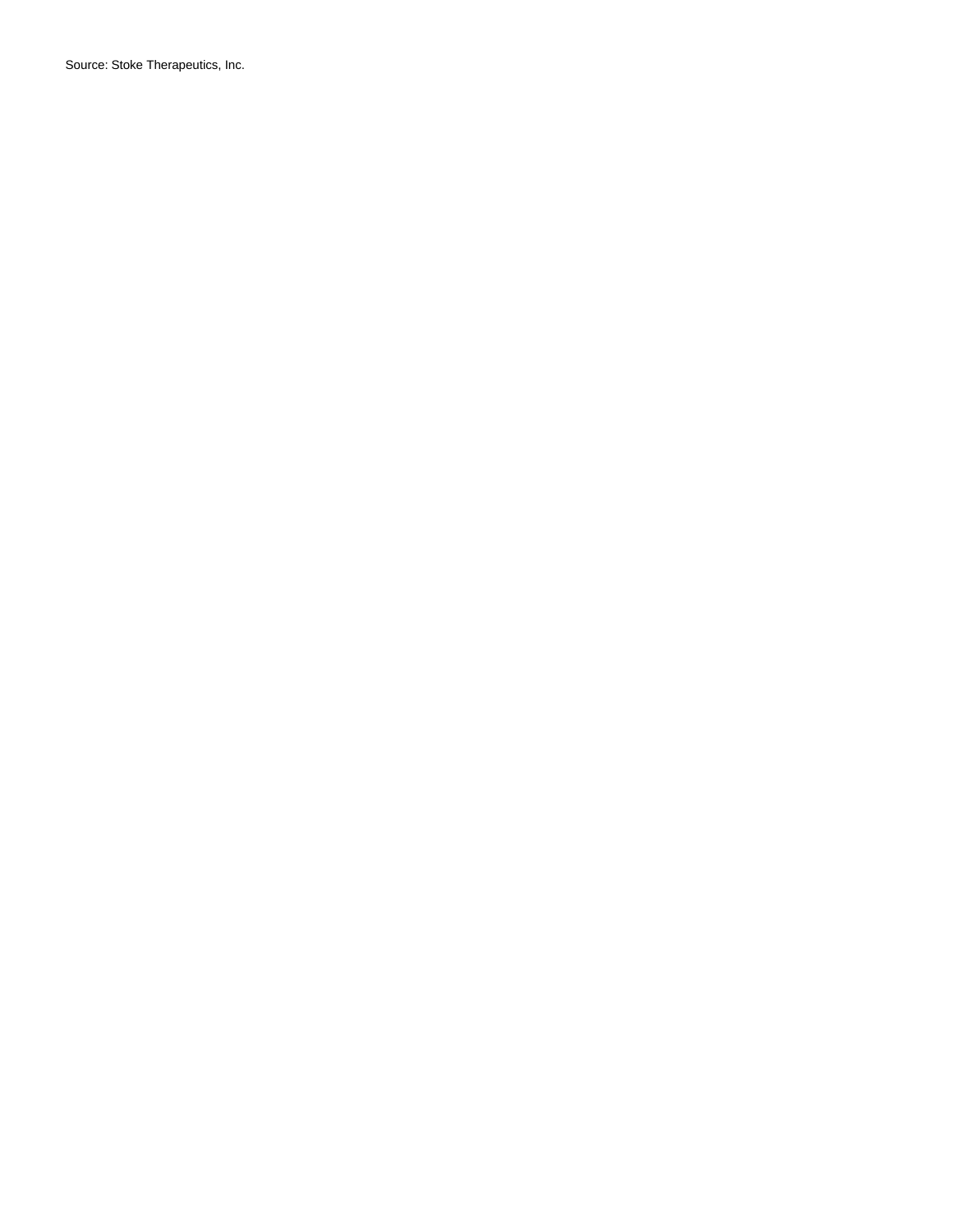Source: Stoke Therapeutics, Inc.